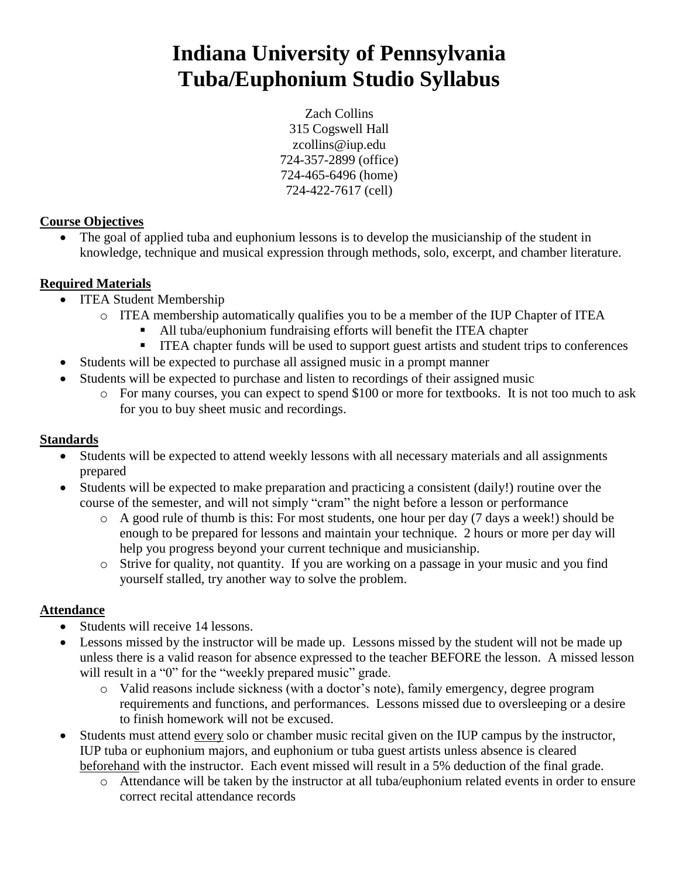# Indiana University of Pennsylvania
# Tuba/Euphonium Studio Syllabus

Zach Collins
315 Cogswell Hall
zcollins@iup.edu
724-357-2899 (office)
724-465-6496 (home)
724-422-7617 (cell)

## Course Objectives

- The goal of applied tuba and euphonium lessons is to develop the musicianship of the student in knowledge, technique and musical expression through methods, solo, excerpt, and chamber literature.

## Required Materials

- ITEA Student Membership
  - ITEA membership automatically qualifies you to be a member of the IUP Chapter of ITEA
    - All tuba/euphonium fundraising efforts will benefit the ITEA chapter
    - ITEA chapter funds will be used to support guest artists and student trips to conferences
- Students will be expected to purchase all assigned music in a prompt manner
- Students will be expected to purchase and listen to recordings of their assigned music
  - For many courses, you can expect to spend $100 or more for textbooks. It is not too much to ask for you to buy sheet music and recordings.

## Standards

- Students will be expected to attend weekly lessons with all necessary materials and all assignments prepared
- Students will be expected to make preparation and practicing a consistent (daily!) routine over the course of the semester, and will not simply "cram" the night before a lesson or performance
  - A good rule of thumb is this: For most students, one hour per day (7 days a week!) should be enough to be prepared for lessons and maintain your technique. 2 hours or more per day will help you progress beyond your current technique and musicianship.
  - Strive for quality, not quantity. If you are working on a passage in your music and you find yourself stalled, try another way to solve the problem.

## Attendance

- Students will receive 14 lessons.
- Lessons missed by the instructor will be made up. Lessons missed by the student will not be made up unless there is a valid reason for absence expressed to the teacher BEFORE the lesson. A missed lesson will result in a "0" for the "weekly prepared music" grade.
  - Valid reasons include sickness (with a doctor's note), family emergency, degree program requirements and functions, and performances. Lessons missed due to oversleeping or a desire to finish homework will not be excused.
- Students must attend <u>every</u> solo or chamber music recital given on the IUP campus by the instructor, IUP tuba or euphonium majors, and euphonium or tuba guest artists unless absence is cleared <u>beforehand</u> with the instructor. Each event missed will result in a 5% deduction of the final grade.
  - Attendance will be taken by the instructor at all tuba/euphonium related events in order to ensure correct recital attendance records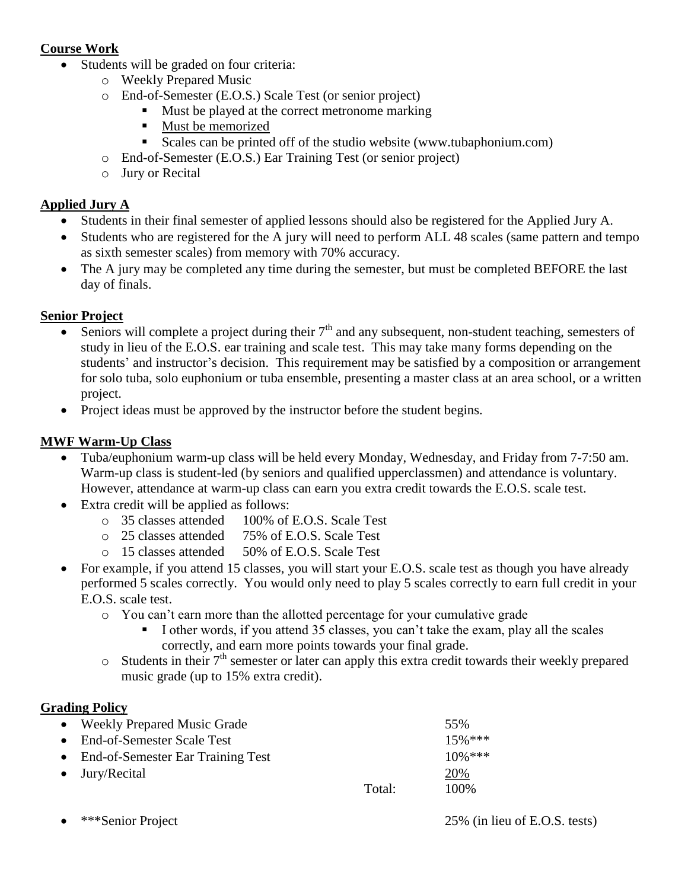**Course Work**

- Students will be graded on four criteria:
  - Weekly Prepared Music
  - End-of-Semester (E.O.S.) Scale Test (or senior project)
    - Must be played at the correct metronome marking
    - Must be memorized
    - Scales can be printed off of the studio website (www.tubaphonium.com)
  - End-of-Semester (E.O.S.) Ear Training Test (or senior project)
  - Jury or Recital

**Applied Jury A**

- Students in their final semester of applied lessons should also be registered for the Applied Jury A.
- Students who are registered for the A jury will need to perform ALL 48 scales (same pattern and tempo as sixth semester scales) from memory with 70% accuracy.
- The A jury may be completed any time during the semester, but must be completed BEFORE the last day of finals.

**Senior Project**

- Seniors will complete a project during their 7th and any subsequent, non-student teaching, semesters of study in lieu of the E.O.S. ear training and scale test. This may take many forms depending on the students' and instructor's decision. This requirement may be satisfied by a composition or arrangement for solo tuba, solo euphonium or tuba ensemble, presenting a master class at an area school, or a written project.
- Project ideas must be approved by the instructor before the student begins.

**MWF Warm-Up Class**

- Tuba/euphonium warm-up class will be held every Monday, Wednesday, and Friday from 7-7:50 am. Warm-up class is student-led (by seniors and qualified upperclassmen) and attendance is voluntary. However, attendance at warm-up class can earn you extra credit towards the E.O.S. scale test.
- Extra credit will be applied as follows:
  - 35 classes attended 100% of E.O.S. Scale Test
  - 25 classes attended 75% of E.O.S. Scale Test
  - 15 classes attended 50% of E.O.S. Scale Test
- For example, if you attend 15 classes, you will start your E.O.S. scale test as though you have already performed 5 scales correctly. You would only need to play 5 scales correctly to earn full credit in your E.O.S. scale test.
  - You can't earn more than the allotted percentage for your cumulative grade
    - I other words, if you attend 35 classes, you can't take the exam, play all the scales correctly, and earn more points towards your final grade.
  - Students in their 7th semester or later can apply this extra credit towards their weekly prepared music grade (up to 15% extra credit).

**Grading Policy**

| | | |
|---|---|---|
| Weekly Prepared Music Grade | | 55% |
| End-of-Semester Scale Test | | 15%*** |
| End-of-Semester Ear Training Test | | 10%*** |
| Jury/Recital | | 20% |
| | Total: | 100% |

- ***Senior Project 25% (in lieu of E.O.S. tests)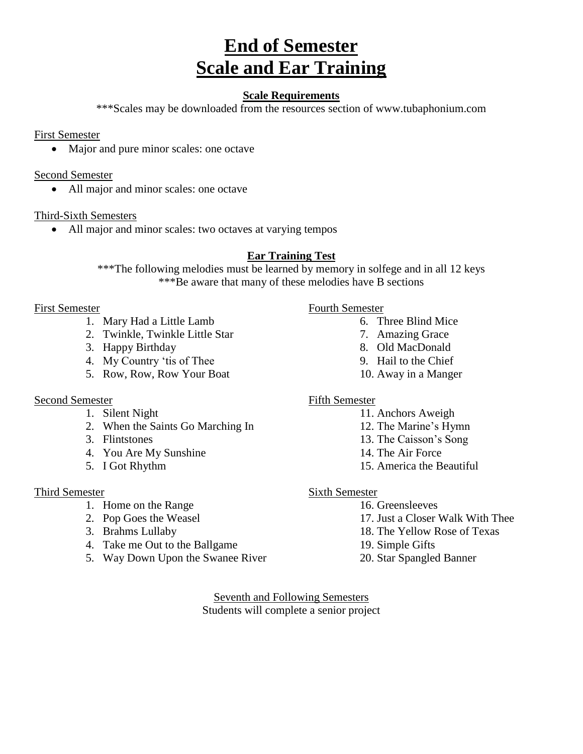# End of Semester
# Scale and Ear Training

### Scale Requirements

***Scales may be downloaded from the resources section of www.tubaphonium.com

First Semester

- Major and pure minor scales: one octave

Second Semester

- All major and minor scales: one octave

Third-Sixth Semesters

- All major and minor scales: two octaves at varying tempos

### Ear Training Test

***The following melodies must be learned by memory in solfege and in all 12 keys
***Be aware that many of these melodies have B sections

First Semester

1. Mary Had a Little Lamb
2. Twinkle, Twinkle Little Star
3. Happy Birthday
4. My Country 'tis of Thee
5. Row, Row, Row Your Boat

Second Semester

1. Silent Night
2. When the Saints Go Marching In
3. Flintstones
4. You Are My Sunshine
5. I Got Rhythm

Third Semester

1. Home on the Range
2. Pop Goes the Weasel
3. Brahms Lullaby
4. Take me Out to the Ballgame
5. Way Down Upon the Swanee River

Fourth Semester

6. Three Blind Mice
7. Amazing Grace
8. Old MacDonald
9. Hail to the Chief
10. Away in a Manger

Fifth Semester

11. Anchors Aweigh
12. The Marine's Hymn
13. The Caisson's Song
14. The Air Force
15. America the Beautiful

Sixth Semester

16. Greensleeves
17. Just a Closer Walk With Thee
18. The Yellow Rose of Texas
19. Simple Gifts
20. Star Spangled Banner

Seventh and Following Semesters

Students will complete a senior project